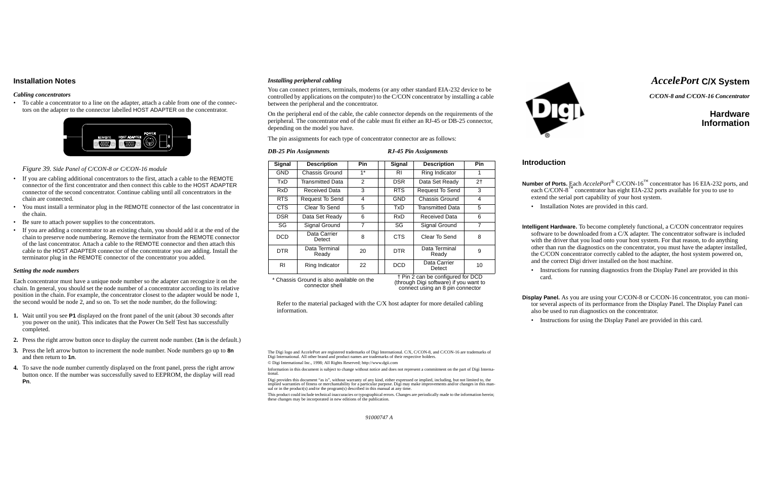# AccelePort C/X System

*C/CON-8 and C/CON-16 Concentrator*

## Hardware Information

## Introduction

**Number of Ports.** Each *AccelePort*® C/CON-16™ concentrator has 16 EIA-232 ports, and each C/CON-8™ concentrator has eight EIA-232 ports available for you to use to extend the serial port capability of your host system.

- Installation Notes are provided in this card.

**Intelligent Hardware.** To become completely functional, a C/CON concentrator requires software to be downloaded from a C/X adapter. The concentrator software is included with the driver that you load onto your host system. For that reason, to do anything other than run the diagnostics on the concentrator, you must have the adapter installed, the C/CON concentrator correctly cabled to the adapter, the host system powered on, and the correct Digi driver installed on the host machine.

- Instructions for running diagnostics from the Display Panel are provided in this card.

**Display Panel.** As you are using your C/CON-8 or C/CON-16 concentrator, you can monitor several aspects of its performance from the Display Panel. The Display Panel can also be used to run diagnostics on the concentrator.

- Instructions for using the Display Panel are provided in this card.

## Installation Notes

### *Cabling concentrators*

- To cable a concentrator to a line on the adapter, attach a cable from one of the connectors on the adapter to the connector labelled HOST ADAPTER on the concentrator.

REMOTE HOST ADAPTER POWER

*Figure 39. Side Panel of C/CON-8 or C/CON-16 module*

- If you are cabling additional concentrators to the first, attach a cable to the REMOTE connector of the first concentrator and then connect this cable to the HOST ADAPTER connector of the second concentrator. Continue cabling until all concentrators in the chain are connected.
- You must install a terminator plug in the REMOTE connector of the last concentrator in the chain.
- Be sure to attach power supplies to the concentrators.
- If you are adding a concentrator to an existing chain, you should add it at the end of the chain to preserve node numbering. Remove the terminator from the REMOTE connector of the last concentrator. Attach a cable to the REMOTE connector and then attach this cable to the HOST ADAPTER connector of the concentrator you are adding. Install the terminator plug in the REMOTE connector of the concentrator you added.

### *Setting the node numbers*

Each concentrator must have a unique node number so the adapter can recognize it on the chain. In general, you should set the node number of a concentrator according to its relative position in the chain. For example, the concentrator closest to the adapter would be node 1, the second would be node 2, and so on. To set the node number, do the following:

1. Wait until you see **P1** displayed on the front panel of the unit (about 30 seconds after you power on the unit). This indicates that the Power On Self Test has successfully completed.
2. Press the right arrow button once to display the current node number. (**1n** is the default.)
3. Press the left arrow button to increment the node number. Node numbers go up to **8n** and then return to **1n**.
4. To save the node number currently displayed on the front panel, press the right arrow button once. If the number was successfully saved to EEPROM, the display will read **Pn**.

### *Installing peripheral cabling*

You can connect printers, terminals, modems (or any other standard EIA-232 device to be controlled by applications on the computer) to the C/CON concentrator by installing a cable between the peripheral and the concentrator.

On the peripheral end of the cable, the cable connector depends on the requirements of the peripheral. The concentrator end of the cable must fit either an RJ-45 or DB-25 connector, depending on the model you have.

The pin assignments for each type of concentrator connector are as follows:

*DB-25 Pin Assignments*

| Signal | Description | Pin |
|---|---|---|
| GND | Chassis Ground | 1* |
| TxD | Transmitted Data | 2 |
| RxD | Received Data | 3 |
| RTS | Request To Send | 4 |
| CTS | Clear To Send | 5 |
| DSR | Data Set Ready | 6 |
| SG | Signal Ground | 7 |
| DCD | Data Carrier Detect | 8 |
| DTR | Data Terminal Ready | 20 |
| RI | Ring Indicator | 22 |

\* Chassis Ground is also available on the connector shell

*RJ-45 Pin Assignments*

| Signal | Description | Pin |
|---|---|---|
| RI | Ring Indicator | 1 |
| DSR | Data Set Ready | 2† |
| RTS | Request To Send | 3 |
| GND | Chassis Ground | 4 |
| TxD | Transmitted Data | 5 |
| RxD | Received Data | 6 |
| SG | Signal Ground | 7 |
| CTS | Clear To Send | 8 |
| DTR | Data Terminal Ready | 9 |
| DCD | Data Carrier Detect | 10 |

† Pin 2 can be configured for DCD (through Digi software) if you want to connect using an 8 pin connector

Refer to the material packaged with the C/X host adapter for more detailed cabling information.

The Digi logo and AccelePort are registered trademarks of Digi International. C/X, C/CON-8, and C/CON-16 are trademarks of Digi International. All other brand and product names are trademarks of their respective holders.

© Digi International Inc., 1998; All Rights Reserved; http://www.dgii.com

Information in this document is subject to change without notice and does not represent a commitment on the part of Digi International.

Digi provides this document "as is", without warranty of any kind, either expressed or implied, including, but not limited to, the implied warranties of fitness or merchantability for a particular purpose. Digi may make improvements and/or changes in this manual or in the product(s) and/or the program(s) described in this manual at any time.

This product could include technical inaccuracies or typographical errors. Changes are periodically made to the information herein; these changes may be incorporated in new editions of the publication.

91000747 A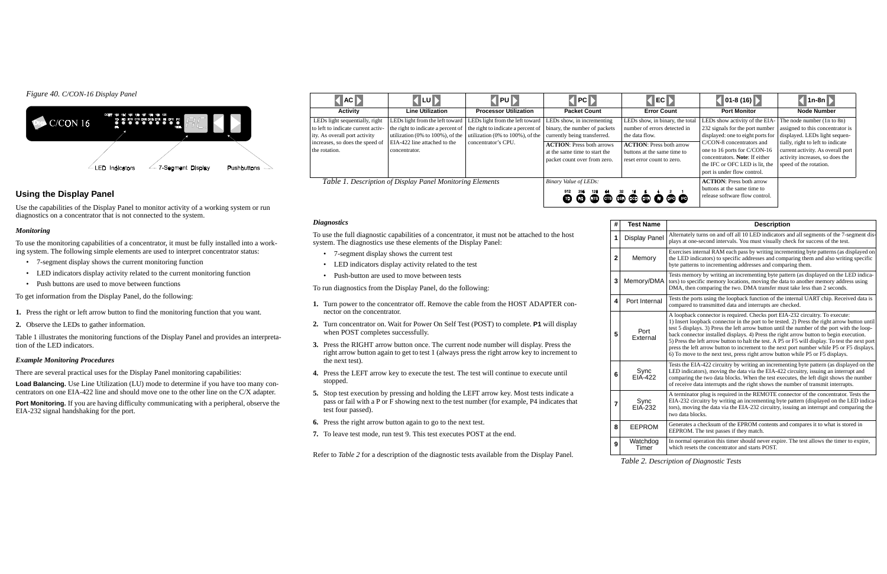*Figure 40. C/CON-16 Display Panel*

C/CON 16

LED Indicators

7-Segment Display

Pushbuttons

## Using the Display Panel

Use the capabilities of the Display Panel to monitor activity of a working system or run diagnostics on a concentrator that is not connected to the system.

### *Monitoring*

To use the monitoring capabilities of a concentrator, it must be fully installed into a working system. The following simple elements are used to interpret concentrator status:

- 7-segment display shows the current monitoring function
- LED indicators display activity related to the current monitoring function
- Push buttons are used to move between functions

To get information from the Display Panel, do the following:

1. Press the right or left arrow button to find the monitoring function that you want.
2. Observe the LEDs to gather information.

Table 1 illustrates the monitoring functions of the Display Panel and provides an interpretation of the LED indicators.

### *Example Monitoring Procedures*

There are several practical uses for the Display Panel monitoring capabilities:

**Load Balancing.** Use Line Utilization (LU) mode to determine if you have too many concentrators on one EIA-422 line and should move one to the other line on the C/X adapter.

**Port Monitoring.** If you are having difficulty communicating with a peripheral, observe the EIA-232 signal handshaking for the port.

| AC | LU | PU | PC | EC | 01-8 (16) | 1n-8n |
|---|---|---|---|---|---|---|
| **Activity** | **Line Utilization** | **Processor Utilization** | **Packet Count** | **Error Count** | **Port Monitor** | **Node Number** |
| LEDs light sequentially, right to left to indicate current activity. As overall port activity increases, so does the speed of the rotation. | LEDs light from the left toward the right to indicate a percent of utilization (0% to 100%), of the EIA-422 line attached to the concentrator. | LEDs light from the left toward the right to indicate a percent of utilization (0% to 100%), of the concentrator's CPU. | LEDs show, in incrementing binary, the number of packets currently being transferred. **ACTION**: Press both arrows at the same time to start the packet count over from zero. | LEDs show, in binary, the total number of errors detected in the data flow. **ACTION**: Press both arrow buttons at the same time to reset error count to zero. | LEDs show activity of the EIA-232 signals for the port number displayed: one to eight ports for C/CON-8 concentrators and one to 16 ports for C/CON-16 concentrators. **Note**: If either the IFC or OFC LED is lit, the port is under flow control. **ACTION**: Press both arrow buttons at the same time to release software flow control. | The node number (1n to 8n) assigned to this concentrator is displayed. LEDs light sequentially, right to left to indicate current activity. As overall port activity increases, so does the speed of the rotation. |

*Table 1. Description of Display Panel Monitoring Elements*

*Binary Value of LEDs:*

512 256 128 64 32 16 8 4 2 1

TD RD RTS CTS DSR DCD DTR RI OFC IFC

### *Diagnostics*

To use the full diagnostic capabilities of a concentrator, it must not be attached to the host system. The diagnostics use these elements of the Display Panel:

- 7-segment display shows the current test
- LED indicators display activity related to the test
- Push-button are used to move between tests

To run diagnostics from the Display Panel, do the following:

1. Turn power to the concentrator off. Remove the cable from the HOST ADAPTER connector on the concentrator.
2. Turn concentrator on. Wait for Power On Self Test (POST) to complete. **P1** will display when POST completes successfully.
3. Press the RIGHT arrow button once. The current node number will display. Press the right arrow button again to get to test 1 (always press the right arrow key to increment to the next test).
4. Press the LEFT arrow key to execute the test. The test will continue to execute until stopped.
5. Stop test execution by pressing and holding the LEFT arrow key. Most tests indicate a pass or fail with a P or F showing next to the test number (for example, P4 indicates that test four passed).
6. Press the right arrow button again to go to the next test.
7. To leave test mode, run test 9. This test executes POST at the end.

Refer to *Table 2* for a description of the diagnostic tests available from the Display Panel.

| # | Test Name | Description |
|---|---|---|
| 1 | Display Panel | Alternately turns on and off all 10 LED indicators and all segments of the 7-segment displays at one-second intervals. You must visually check for success of the test. |
| 2 | Memory | Exercises internal RAM each pass by writing incrementing byte patterns (as displayed on the LED indicators) to specific addresses and comparing them and also writing specific byte patterns to incrementing addresses and comparing them. |
| 3 | Memory/DMA | Tests memory by writing an incrementing byte pattern (as displayed on the LED indicators) to specific memory locations, moving the data to another memory address using DMA, then comparing the two. DMA transfer must take less than 2 seconds. |
| 4 | Port Internal | Tests the ports using the loopback function of the internal UART chip. Received data is compared to transmitted data and interrupts are checked. |
| 5 | Port External | A loopback connector is required. Checks port EIA-232 circuitry. To execute: 1) Insert loopback connector in the port to be tested. 2) Press the right arrow button until test 5 displays. 3) Press the left arrow button until the number of the port with the loopback connector installed displays. 4) Press the right arrow button to begin execution. 5) Press the left arrow button to halt the test. A P5 or F5 will display. To test the next port press the left arrow button to increment to the next port number while P5 or F5 displays. 6) To move to the next test, press right arrow button while P5 or F5 displays. |
| 6 | Sync EIA-422 | Tests the EIA-422 circuitry by writing an incrementing byte pattern (as displayed on the LED indicators), moving the data via the EIA-422 circuitry, issuing an interrupt and comparing the two data blocks. When the test executes, the left digit shows the number of receive data interrupts and the right shows the number of transmit interrupts. |
| 7 | Sync EIA-232 | A terminator plug is required in the REMOTE connector of the concentrator. Tests the EIA-232 circuitry by writing an incrementing byte pattern (displayed on the LED indicators), moving the data via the EIA-232 circuitry, issuing an interrupt and comparing the two data blocks. |
| 8 | EEPROM | Generates a checksum of the EPROM contents and compares it to what is stored in EEPROM. The test passes if they match. |
| 9 | Watchdog Timer | In normal operation this timer should never expire. The test allows the timer to expire, which resets the concentrator and starts POST. |

*Table 2. Description of Diagnostic Tests*